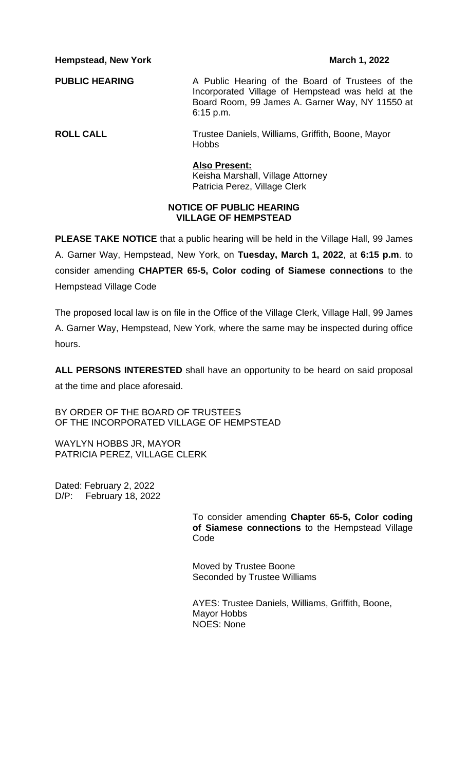**Hempstead, New York** **March 1, 2022**

**PUBLIC HEARING**

A Public Hearing of the Board of Trustees of the Incorporated Village of Hempstead was held at the Board Room, 99 James A. Garner Way, NY 11550 at 6:15 p.m.

**ROLL CALL**

Trustee Daniels, Williams, Griffith, Boone, Mayor Hobbs

**Also Present:**
Keisha Marshall, Village Attorney
Patricia Perez, Village Clerk

**NOTICE OF PUBLIC HEARING**
**VILLAGE OF HEMPSTEAD**

**PLEASE TAKE NOTICE** that a public hearing will be held in the Village Hall, 99 James A. Garner Way, Hempstead, New York, on **Tuesday, March 1, 2022**, at **6:15 p.m**. to consider amending **CHAPTER 65-5, Color coding of Siamese connections** to the Hempstead Village Code

The proposed local law is on file in the Office of the Village Clerk, Village Hall, 99 James A. Garner Way, Hempstead, New York, where the same may be inspected during office hours.

**ALL PERSONS INTERESTED** shall have an opportunity to be heard on said proposal at the time and place aforesaid.

BY ORDER OF THE BOARD OF TRUSTEES
OF THE INCORPORATED VILLAGE OF HEMPSTEAD

WAYLYN HOBBS JR, MAYOR
PATRICIA PEREZ, VILLAGE CLERK

Dated: February 2, 2022
D/P: February 18, 2022

To consider amending **Chapter 65-5, Color coding of Siamese connections** to the Hempstead Village Code

Moved by Trustee Boone
Seconded by Trustee Williams

AYES: Trustee Daniels, Williams, Griffith, Boone, Mayor Hobbs
NOES: None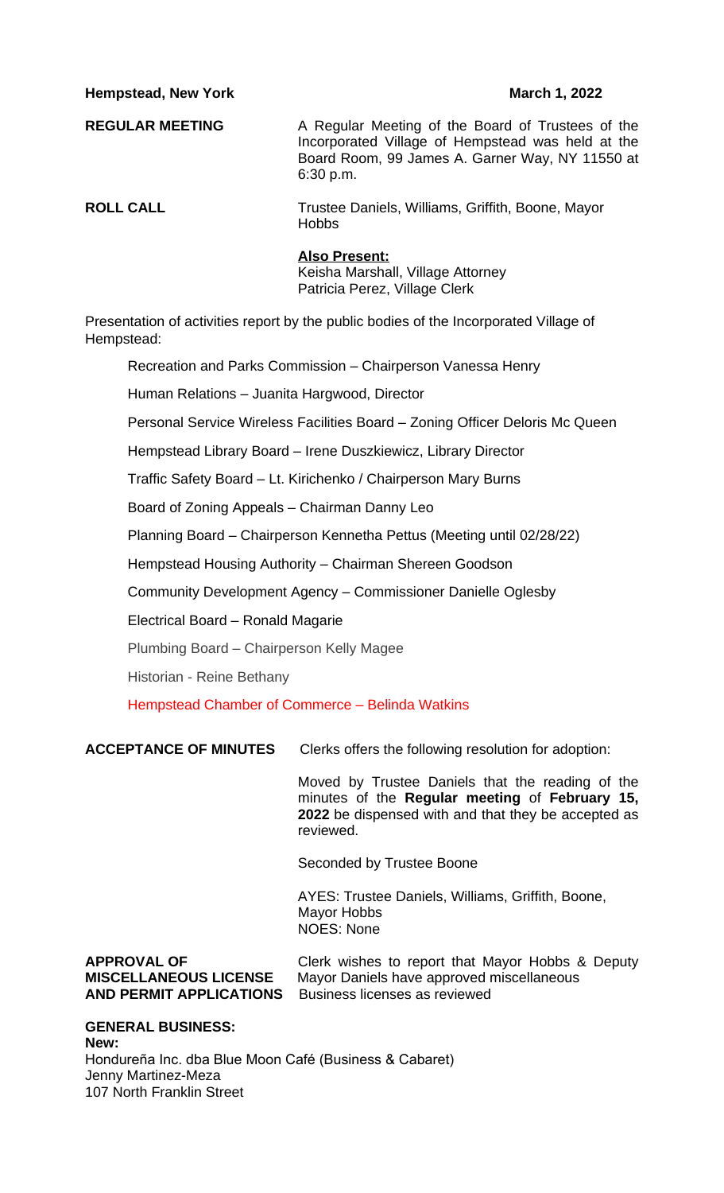**Hempstead, New York** **March 1, 2022**

**REGULAR MEETING**

A Regular Meeting of the Board of Trustees of the Incorporated Village of Hempstead was held at the Board Room, 99 James A. Garner Way, NY 11550 at 6:30 p.m.

**ROLL CALL**

Trustee Daniels, Williams, Griffith, Boone, Mayor Hobbs

**Also Present:**
Keisha Marshall, Village Attorney
Patricia Perez, Village Clerk

Presentation of activities report by the public bodies of the Incorporated Village of Hempstead:

Recreation and Parks Commission – Chairperson Vanessa Henry

Human Relations – Juanita Hargwood, Director

Personal Service Wireless Facilities Board – Zoning Officer Deloris Mc Queen

Hempstead Library Board – Irene Duszkiewicz, Library Director

Traffic Safety Board – Lt. Kirichenko / Chairperson Mary Burns

Board of Zoning Appeals – Chairman Danny Leo

Planning Board – Chairperson Kennetha Pettus (Meeting until 02/28/22)

Hempstead Housing Authority – Chairman Shereen Goodson

Community Development Agency – Commissioner Danielle Oglesby

Electrical Board – Ronald Magarie

Plumbing Board – Chairperson Kelly Magee

Historian - Reine Bethany

Hempstead Chamber of Commerce – Belinda Watkins

**ACCEPTANCE OF MINUTES**

Clerks offers the following resolution for adoption:

Moved by Trustee Daniels that the reading of the minutes of the **Regular meeting** of **February 15, 2022** be dispensed with and that they be accepted as reviewed.

Seconded by Trustee Boone

AYES: Trustee Daniels, Williams, Griffith, Boone, Mayor Hobbs
NOES: None

**APPROVAL OF MISCELLANEOUS LICENSE AND PERMIT APPLICATIONS**

Clerk wishes to report that Mayor Hobbs & Deputy Mayor Daniels have approved miscellaneous Business licenses as reviewed

**GENERAL BUSINESS:**

**New:**
Hondureña Inc. dba Blue Moon Café (Business & Cabaret)
Jenny Martinez-Meza
107 North Franklin Street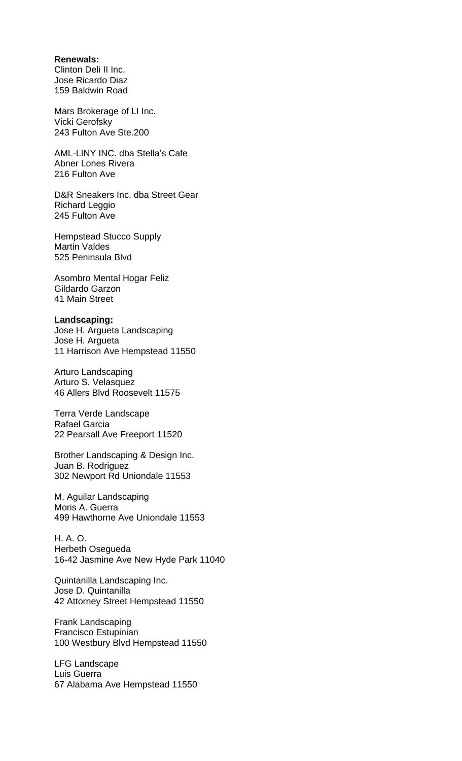**Renewals:**

Clinton Deli II Inc.
Jose Ricardo Diaz
159 Baldwin Road

Mars Brokerage of LI Inc.
Vicki Gerofsky
243 Fulton Ave Ste.200

AML-LINY INC. dba Stella's Cafe
Abner Lones Rivera
216 Fulton Ave

D&R Sneakers Inc. dba Street Gear
Richard Leggio
245 Fulton Ave

Hempstead Stucco Supply
Martin Valdes
525 Peninsula Blvd

Asombro Mental Hogar Feliz
Gildardo Garzon
41 Main Street

**Landscaping:**

Jose H. Argueta Landscaping
Jose H. Argueta
11 Harrison Ave Hempstead 11550

Arturo Landscaping
Arturo S. Velasquez
46 Allers Blvd Roosevelt 11575

Terra Verde Landscape
Rafael Garcia
22 Pearsall Ave Freeport 11520

Brother Landscaping & Design Inc.
Juan B. Rodriguez
302 Newport Rd Uniondale 11553

M. Aguilar Landscaping
Moris A. Guerra
499 Hawthorne Ave Uniondale 11553

H. A. O.
Herbeth Osegueda
16-42 Jasmine Ave New Hyde Park 11040

Quintanilla Landscaping Inc.
Jose D. Quintanilla
42 Attorney Street Hempstead 11550

Frank Landscaping
Francisco Estupinian
100 Westbury Blvd Hempstead 11550

LFG Landscape
Luis Guerra
67 Alabama Ave Hempstead 11550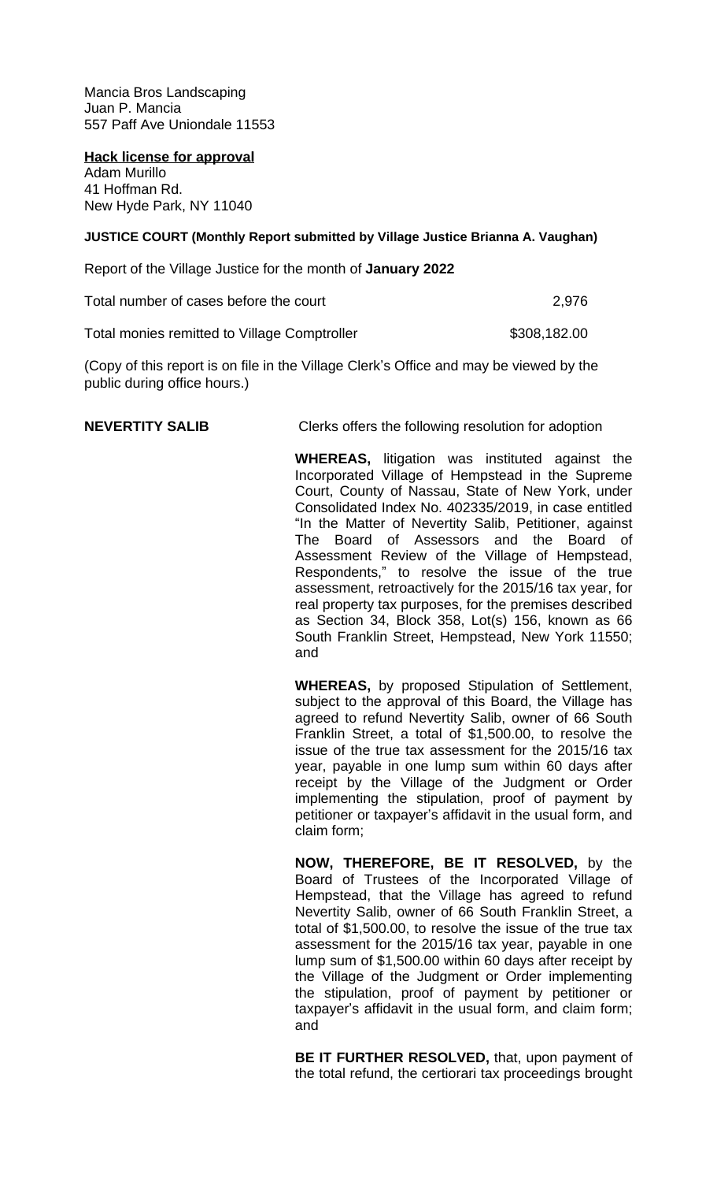Mancia Bros Landscaping
Juan P. Mancia
557 Paff Ave Uniondale 11553

**Hack license for approval**
Adam Murillo
41 Hoffman Rd.
New Hyde Park, NY 11040

**JUSTICE COURT (Monthly Report submitted by Village Justice Brianna A. Vaughan)**

Report of the Village Justice for the month of **January 2022**

| | |
|---|---|
| Total number of cases before the court | 2,976 |
| Total monies remitted to Village Comptroller | \$308,182.00 |

(Copy of this report is on file in the Village Clerk's Office and may be viewed by the public during office hours.)

**NEVERTITY SALIB** Clerks offers the following resolution for adoption

**WHEREAS,** litigation was instituted against the Incorporated Village of Hempstead in the Supreme Court, County of Nassau, State of New York, under Consolidated Index No. 402335/2019, in case entitled "In the Matter of Nevertity Salib, Petitioner, against The Board of Assessors and the Board of Assessment Review of the Village of Hempstead, Respondents," to resolve the issue of the true assessment, retroactively for the 2015/16 tax year, for real property tax purposes, for the premises described as Section 34, Block 358, Lot(s) 156, known as 66 South Franklin Street, Hempstead, New York 11550; and

**WHEREAS,** by proposed Stipulation of Settlement, subject to the approval of this Board, the Village has agreed to refund Nevertity Salib, owner of 66 South Franklin Street, a total of \$1,500.00, to resolve the issue of the true tax assessment for the 2015/16 tax year, payable in one lump sum within 60 days after receipt by the Village of the Judgment or Order implementing the stipulation, proof of payment by petitioner or taxpayer's affidavit in the usual form, and claim form;

**NOW, THEREFORE, BE IT RESOLVED,** by the Board of Trustees of the Incorporated Village of Hempstead, that the Village has agreed to refund Nevertity Salib, owner of 66 South Franklin Street, a total of \$1,500.00, to resolve the issue of the true tax assessment for the 2015/16 tax year, payable in one lump sum of \$1,500.00 within 60 days after receipt by the Village of the Judgment or Order implementing the stipulation, proof of payment by petitioner or taxpayer's affidavit in the usual form, and claim form; and

**BE IT FURTHER RESOLVED,** that, upon payment of the total refund, the certiorari tax proceedings brought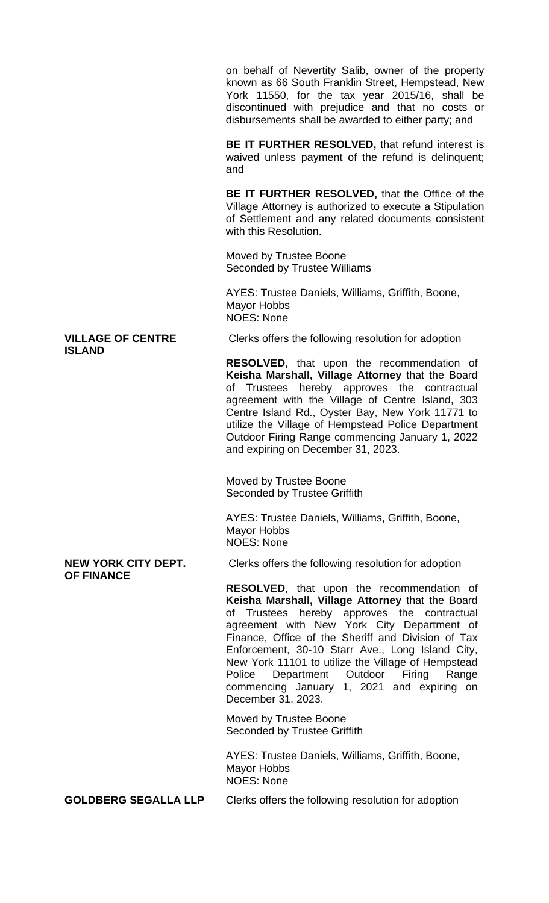on behalf of Nevertity Salib, owner of the property known as 66 South Franklin Street, Hempstead, New York 11550, for the tax year 2015/16, shall be discontinued with prejudice and that no costs or disbursements shall be awarded to either party; and

**BE IT FURTHER RESOLVED,** that refund interest is waived unless payment of the refund is delinquent; and

**BE IT FURTHER RESOLVED,** that the Office of the Village Attorney is authorized to execute a Stipulation of Settlement and any related documents consistent with this Resolution.

Moved by Trustee Boone
Seconded by Trustee Williams

AYES: Trustee Daniels, Williams, Griffith, Boone, Mayor Hobbs
NOES: None

**VILLAGE OF CENTRE ISLAND**

Clerks offers the following resolution for adoption

**RESOLVED**, that upon the recommendation of **Keisha Marshall, Village Attorney** that the Board of Trustees hereby approves the contractual agreement with the Village of Centre Island, 303 Centre Island Rd., Oyster Bay, New York 11771 to utilize the Village of Hempstead Police Department Outdoor Firing Range commencing January 1, 2022 and expiring on December 31, 2023.

Moved by Trustee Boone
Seconded by Trustee Griffith

AYES: Trustee Daniels, Williams, Griffith, Boone, Mayor Hobbs
NOES: None

**NEW YORK CITY DEPT. OF FINANCE**

Clerks offers the following resolution for adoption

**RESOLVED**, that upon the recommendation of **Keisha Marshall, Village Attorney** that the Board of Trustees hereby approves the contractual agreement with New York City Department of Finance, Office of the Sheriff and Division of Tax Enforcement, 30-10 Starr Ave., Long Island City, New York 11101 to utilize the Village of Hempstead Police Department Outdoor Firing Range commencing January 1, 2021 and expiring on December 31, 2023.

Moved by Trustee Boone
Seconded by Trustee Griffith

AYES: Trustee Daniels, Williams, Griffith, Boone, Mayor Hobbs
NOES: None

**GOLDBERG SEGALLA LLP**

Clerks offers the following resolution for adoption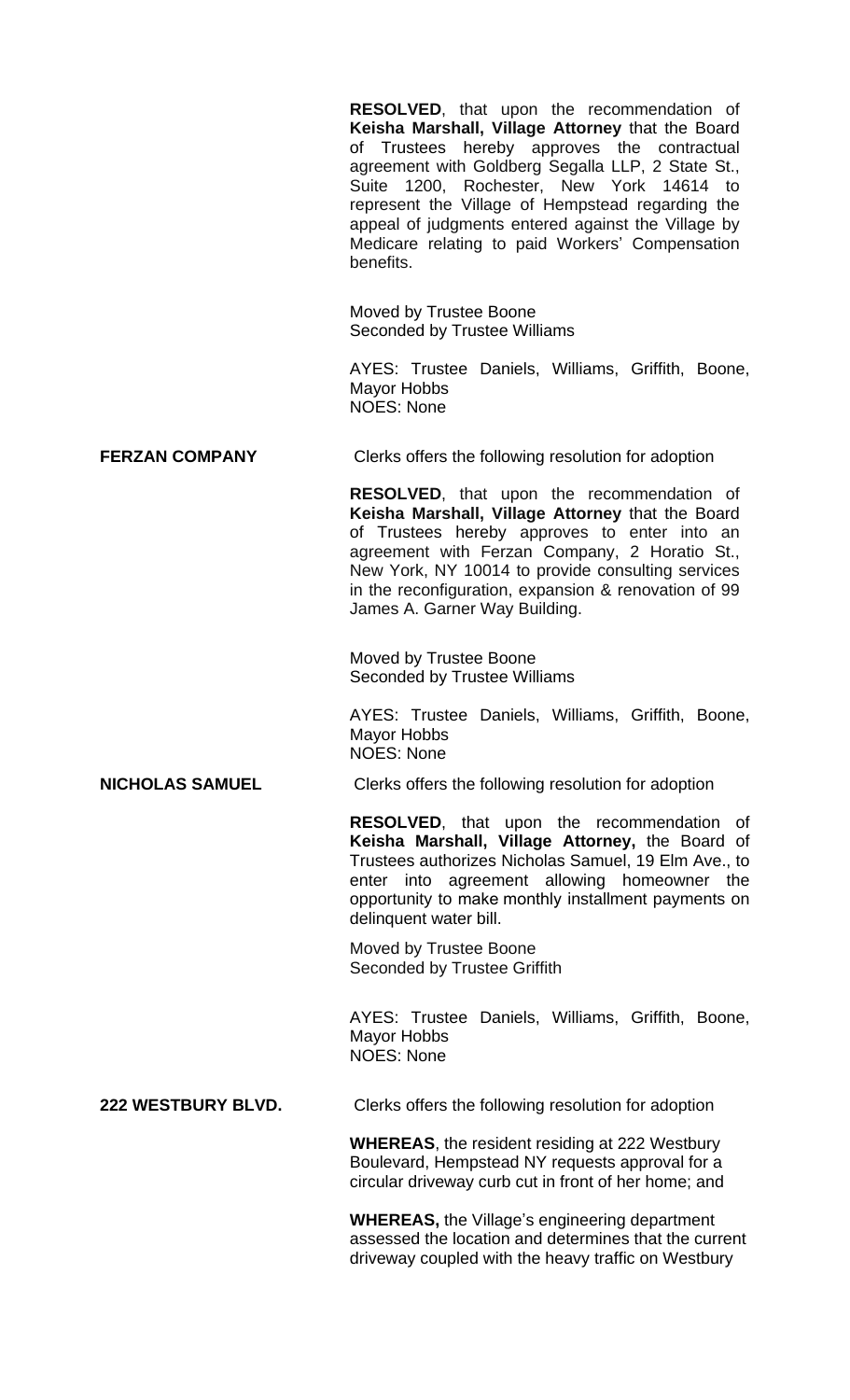**RESOLVED**, that upon the recommendation of **Keisha Marshall, Village Attorney** that the Board of Trustees hereby approves the contractual agreement with Goldberg Segalla LLP, 2 State St., Suite 1200, Rochester, New York 14614 to represent the Village of Hempstead regarding the appeal of judgments entered against the Village by Medicare relating to paid Workers' Compensation benefits.

Moved by Trustee Boone
Seconded by Trustee Williams

AYES: Trustee Daniels, Williams, Griffith, Boone, Mayor Hobbs
NOES: None

**FERZAN COMPANY**

Clerks offers the following resolution for adoption

**RESOLVED**, that upon the recommendation of **Keisha Marshall, Village Attorney** that the Board of Trustees hereby approves to enter into an agreement with Ferzan Company, 2 Horatio St., New York, NY 10014 to provide consulting services in the reconfiguration, expansion & renovation of 99 James A. Garner Way Building.

Moved by Trustee Boone
Seconded by Trustee Williams

AYES: Trustee Daniels, Williams, Griffith, Boone, Mayor Hobbs
NOES: None

**NICHOLAS SAMUEL**

Clerks offers the following resolution for adoption

**RESOLVED**, that upon the recommendation of **Keisha Marshall, Village Attorney,** the Board of Trustees authorizes Nicholas Samuel, 19 Elm Ave., to enter into agreement allowing homeowner the opportunity to make monthly installment payments on delinquent water bill.

Moved by Trustee Boone
Seconded by Trustee Griffith

AYES: Trustee Daniels, Williams, Griffith, Boone, Mayor Hobbs
NOES: None

**222 WESTBURY BLVD.**

Clerks offers the following resolution for adoption

**WHEREAS**, the resident residing at 222 Westbury Boulevard, Hempstead NY requests approval for a circular driveway curb cut in front of her home; and

**WHEREAS,** the Village's engineering department assessed the location and determines that the current driveway coupled with the heavy traffic on Westbury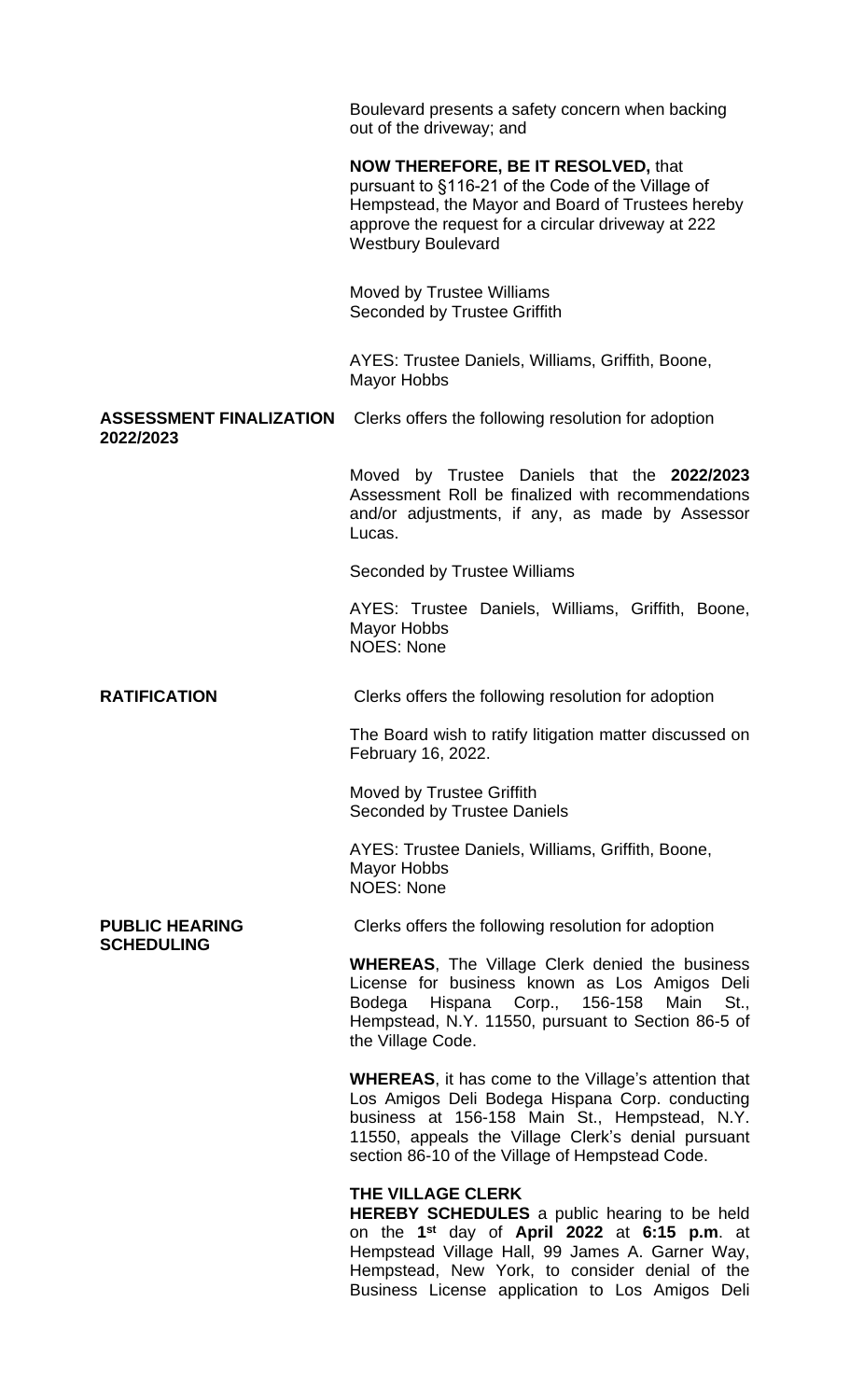Boulevard presents a safety concern when backing out of the driveway; and

**NOW THEREFORE, BE IT RESOLVED,** that pursuant to §116-21 of the Code of the Village of Hempstead, the Mayor and Board of Trustees hereby approve the request for a circular driveway at 222 Westbury Boulevard

Moved by Trustee Williams
Seconded by Trustee Griffith

AYES: Trustee Daniels, Williams, Griffith, Boone, Mayor Hobbs

**ASSESSMENT FINALIZATION 2022/2023**

Clerks offers the following resolution for adoption

Moved by Trustee Daniels that the **2022/2023** Assessment Roll be finalized with recommendations and/or adjustments, if any, as made by Assessor Lucas.

Seconded by Trustee Williams

AYES: Trustee Daniels, Williams, Griffith, Boone, Mayor Hobbs
NOES: None

**RATIFICATION**

Clerks offers the following resolution for adoption

The Board wish to ratify litigation matter discussed on February 16, 2022.

Moved by Trustee Griffith
Seconded by Trustee Daniels

AYES: Trustee Daniels, Williams, Griffith, Boone, Mayor Hobbs
NOES: None

**PUBLIC HEARING SCHEDULING**

Clerks offers the following resolution for adoption

**WHEREAS**, The Village Clerk denied the business License for business known as Los Amigos Deli Bodega Hispana Corp., 156-158 Main St., Hempstead, N.Y. 11550, pursuant to Section 86-5 of the Village Code.

**WHEREAS**, it has come to the Village's attention that Los Amigos Deli Bodega Hispana Corp. conducting business at 156-158 Main St., Hempstead, N.Y. 11550, appeals the Village Clerk's denial pursuant section 86-10 of the Village of Hempstead Code.

**THE VILLAGE CLERK**
**HEREBY SCHEDULES** a public hearing to be held on the **1st** day of **April 2022** at **6:15 p.m**. at Hempstead Village Hall, 99 James A. Garner Way, Hempstead, New York, to consider denial of the Business License application to Los Amigos Deli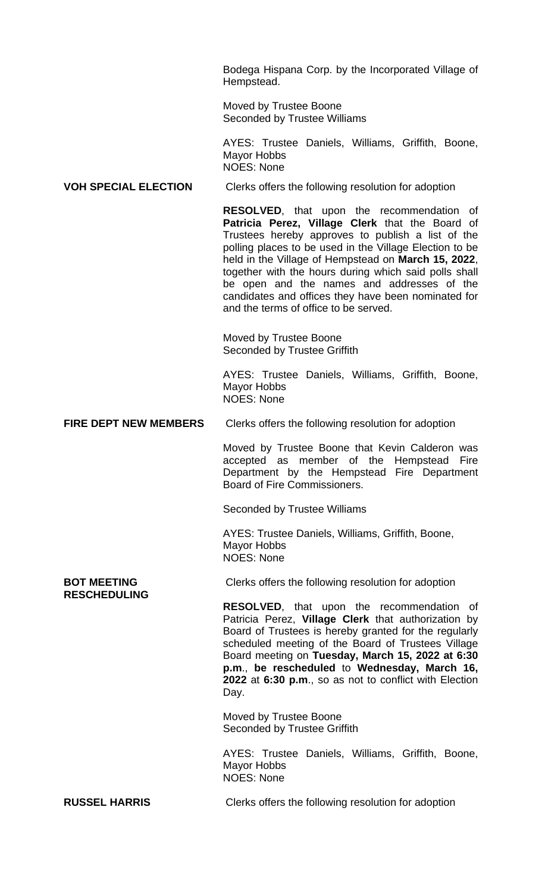Bodega Hispana Corp. by the Incorporated Village of Hempstead.

Moved by Trustee Boone
Seconded by Trustee Williams

AYES: Trustee Daniels, Williams, Griffith, Boone, Mayor Hobbs
NOES: None

**VOH SPECIAL ELECTION**

Clerks offers the following resolution for adoption

**RESOLVED**, that upon the recommendation of **Patricia Perez, Village Clerk** that the Board of Trustees hereby approves to publish a list of the polling places to be used in the Village Election to be held in the Village of Hempstead on **March 15, 2022**, together with the hours during which said polls shall be open and the names and addresses of the candidates and offices they have been nominated for and the terms of office to be served.

Moved by Trustee Boone
Seconded by Trustee Griffith

AYES: Trustee Daniels, Williams, Griffith, Boone, Mayor Hobbs
NOES: None

**FIRE DEPT NEW MEMBERS**

Clerks offers the following resolution for adoption

Moved by Trustee Boone that Kevin Calderon was accepted as member of the Hempstead Fire Department by the Hempstead Fire Department Board of Fire Commissioners.

Seconded by Trustee Williams

AYES: Trustee Daniels, Williams, Griffith, Boone, Mayor Hobbs
NOES: None

**BOT MEETING RESCHEDULING**

Clerks offers the following resolution for adoption

**RESOLVED**, that upon the recommendation of Patricia Perez, **Village Clerk** that authorization by Board of Trustees is hereby granted for the regularly scheduled meeting of the Board of Trustees Village Board meeting on **Tuesday, March 15, 2022 at 6:30 p.m**., **be rescheduled** to **Wednesday, March 16, 2022** at **6:30 p.m**., so as not to conflict with Election Day.

Moved by Trustee Boone
Seconded by Trustee Griffith

AYES: Trustee Daniels, Williams, Griffith, Boone, Mayor Hobbs
NOES: None

**RUSSEL HARRIS**

Clerks offers the following resolution for adoption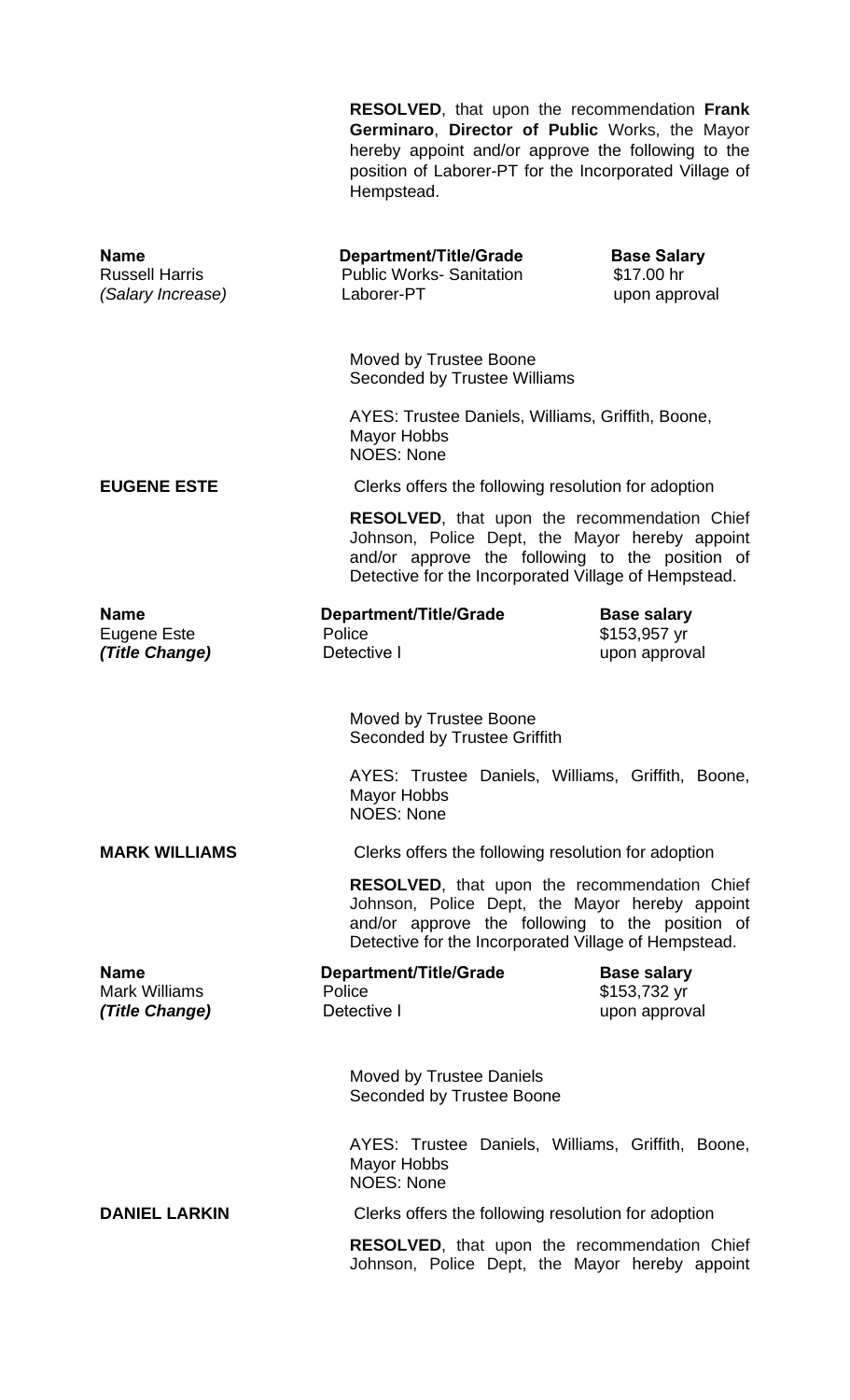**RESOLVED**, that upon the recommendation **Frank Germinaro**, **Director of Public** Works, the Mayor hereby appoint and/or approve the following to the position of Laborer-PT for the Incorporated Village of Hempstead.

| **Name** | **Department/Title/Grade** | **Base Salary** |
|---|---|---|
| Russell Harris | Public Works- Sanitation | $17.00 hr |
| *(Salary Increase)* | Laborer-PT | upon approval |

Moved by Trustee Boone
Seconded by Trustee Williams

AYES: Trustee Daniels, Williams, Griffith, Boone, Mayor Hobbs
NOES: None

**EUGENE ESTE** Clerks offers the following resolution for adoption

**RESOLVED**, that upon the recommendation Chief Johnson, Police Dept, the Mayor hereby appoint and/or approve the following to the position of Detective for the Incorporated Village of Hempstead.

| **Name** | **Department/Title/Grade** | **Base salary** |
|---|---|---|
| Eugene Este | Police | $153,957 yr |
| ***(Title Change)*** | Detective I | upon approval |

Moved by Trustee Boone
Seconded by Trustee Griffith

AYES: Trustee Daniels, Williams, Griffith, Boone, Mayor Hobbs
NOES: None

**MARK WILLIAMS** Clerks offers the following resolution for adoption

**RESOLVED**, that upon the recommendation Chief Johnson, Police Dept, the Mayor hereby appoint and/or approve the following to the position of Detective for the Incorporated Village of Hempstead.

| **Name** | **Department/Title/Grade** | **Base salary** |
|---|---|---|
| Mark Williams | Police | $153,732 yr |
| ***(Title Change)*** | Detective I | upon approval |

Moved by Trustee Daniels
Seconded by Trustee Boone

AYES: Trustee Daniels, Williams, Griffith, Boone, Mayor Hobbs
NOES: None

**DANIEL LARKIN** Clerks offers the following resolution for adoption

**RESOLVED**, that upon the recommendation Chief Johnson, Police Dept, the Mayor hereby appoint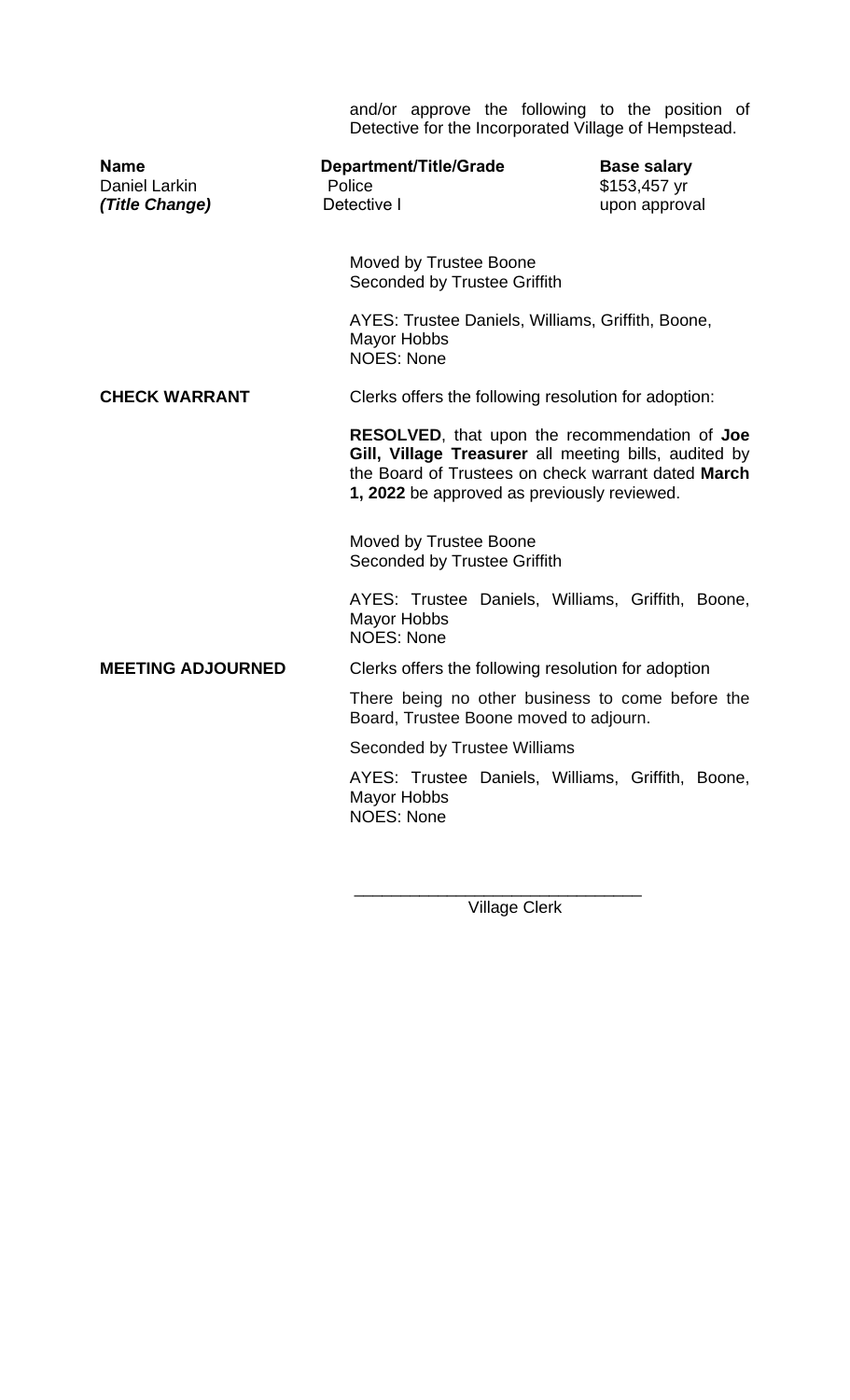and/or approve the following to the position of Detective for the Incorporated Village of Hempstead.

| Name | Department/Title/Grade | Base salary |
|---|---|---|
| Daniel Larkin<br>***(Title Change)*** | Police<br>Detective I | $153,457 yr<br>upon approval |

Moved by Trustee Boone
Seconded by Trustee Griffith

AYES: Trustee Daniels, Williams, Griffith, Boone, Mayor Hobbs
NOES: None

**CHECK WARRANT**

Clerks offers the following resolution for adoption:

**RESOLVED**, that upon the recommendation of **Joe Gill, Village Treasurer** all meeting bills, audited by the Board of Trustees on check warrant dated **March 1, 2022** be approved as previously reviewed.

Moved by Trustee Boone
Seconded by Trustee Griffith

AYES: Trustee Daniels, Williams, Griffith, Boone, Mayor Hobbs
NOES: None

**MEETING ADJOURNED**

Clerks offers the following resolution for adoption

There being no other business to come before the Board, Trustee Boone moved to adjourn.

Seconded by Trustee Williams

AYES: Trustee Daniels, Williams, Griffith, Boone, Mayor Hobbs
NOES: None

_______________________________
Village Clerk